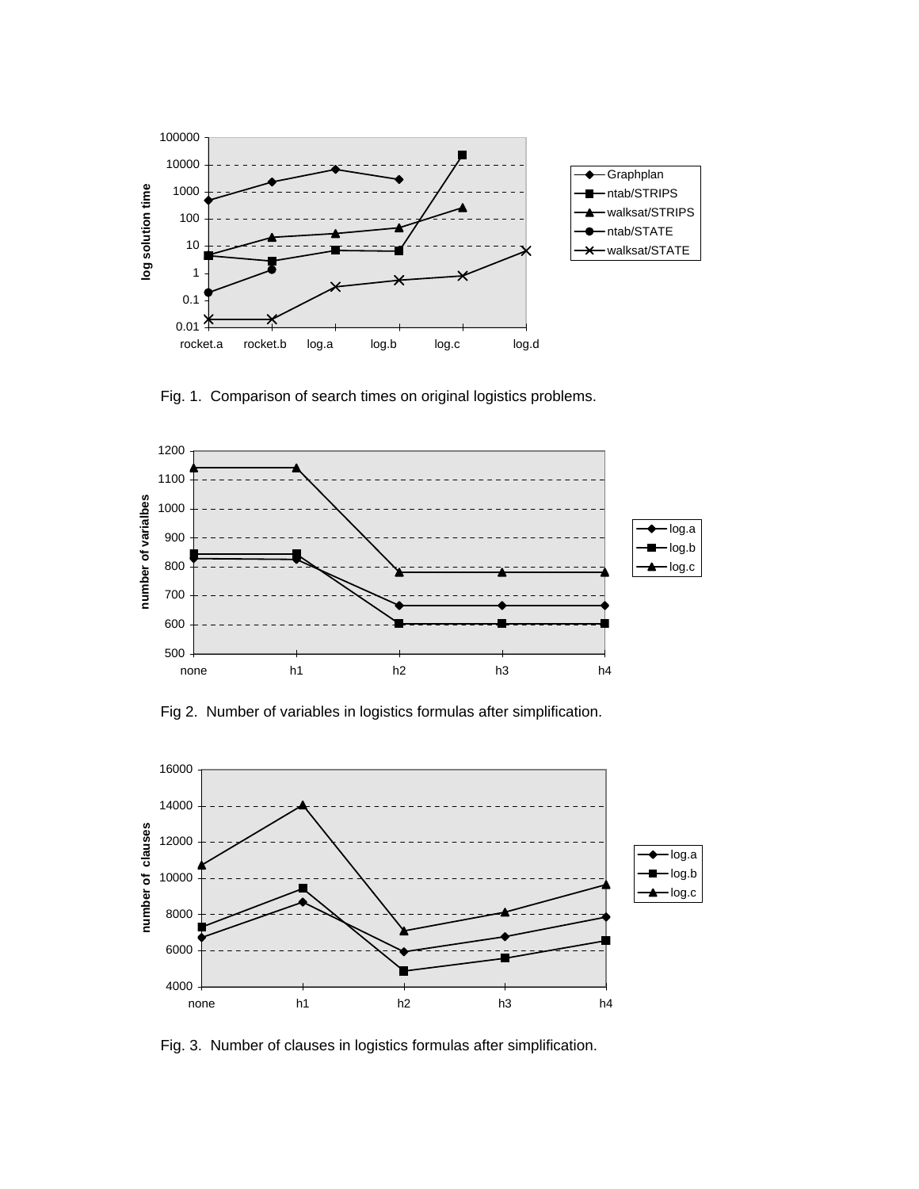Fig. 1. Comparison of search times on original logistics problems.

Fig 2. Number of variables in logistics formulas after simplification.

Fig. 3. Number of clauses in logistics formulas after simplification.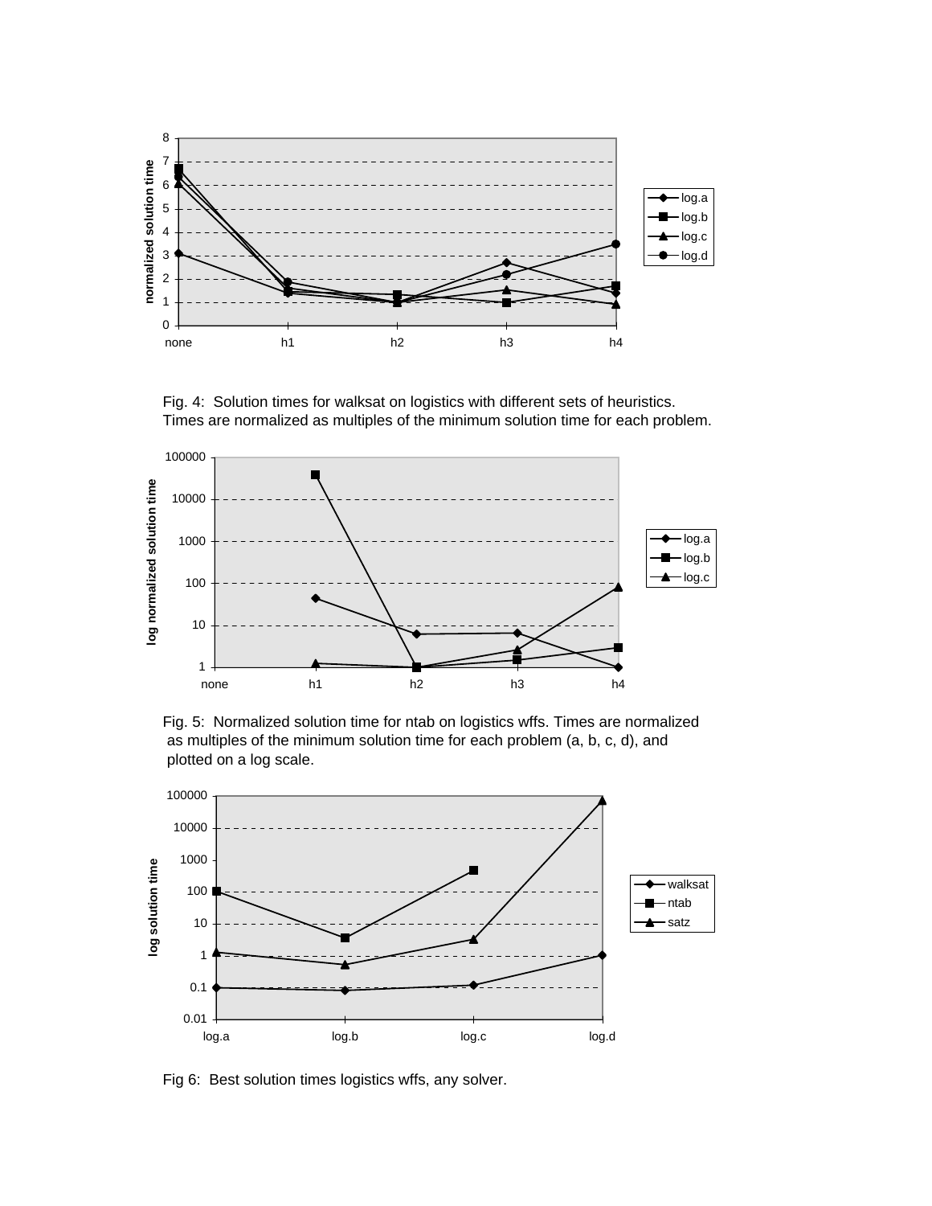8
7
6
5
4
3
2
1
0

normalized solution time

none
h1
h2
h3
h4

log.a
log.b
log.c
log.d

Fig. 4: Solution times for walksat on logistics with different sets of heuristics. Times are normalized as multiples of the minimum solution time for each problem.

100000
10000
1000
100
10
1

log normalized solution time

none
h1
h2
h3
h4

log.a
log.b
log.c

Fig. 5: Normalized solution time for ntab on logistics wffs. Times are normalized as multiples of the minimum solution time for each problem (a, b, c, d), and plotted on a log scale.

100000
10000
1000
100
10
1
0.1
0.01

log solution time

log.a
log.b
log.c
log.d

walksat
ntab
satz

Fig 6: Best solution times logistics wffs, any solver.